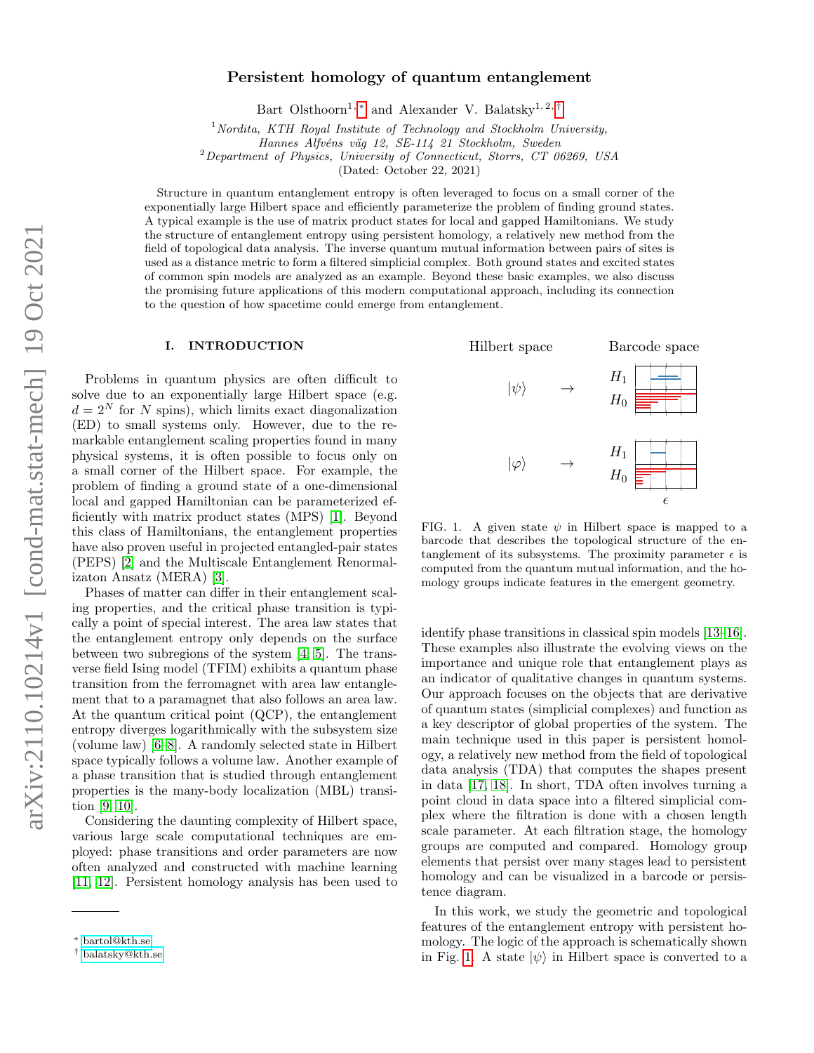# Persistent homology of quantum entanglement

Bart Olsthoorn[1,*] and Alexander V. Balatsky[1,2,†]

[1]*Nordita, KTH Royal Institute of Technology and Stockholm University, Hannes Alfvéns väg 12, SE-114 21 Stockholm, Sweden*
[2]*Department of Physics, University of Connecticut, Storrs, CT 06269, USA*
(Dated: October 22, 2021)

Structure in quantum entanglement entropy is often leveraged to focus on a small corner of the exponentially large Hilbert space and efficiently parameterize the problem of finding ground states. A typical example is the use of matrix product states for local and gapped Hamiltonians. We study the structure of entanglement entropy using persistent homology, a relatively new method from the field of topological data analysis. The inverse quantum mutual information between pairs of sites is used as a distance metric to form a filtered simplicial complex. Both ground states and excited states of common spin models are analyzed as an example. Beyond these basic examples, we also discuss the promising future applications of this modern computational approach, including its connection to the question of how spacetime could emerge from entanglement.

## I. INTRODUCTION

Problems in quantum physics are often difficult to solve due to an exponentially large Hilbert space (e.g. $d = 2^N$ for $N$ spins), which limits exact diagonalization (ED) to small systems only. However, due to the remarkable entanglement scaling properties found in many physical systems, it is often possible to focus only on a small corner of the Hilbert space. For example, the problem of finding a ground state of a one-dimensional local and gapped Hamiltonian can be parameterized efficiently with matrix product states (MPS) [1]. Beyond this class of Hamiltonians, the entanglement properties have also proven useful in projected entangled-pair states (PEPS) [2] and the Multiscale Entanglement Renormalizaton Ansatz (MERA) [3].

Phases of matter can differ in their entanglement scaling properties, and the critical phase transition is typically a point of special interest. The area law states that the entanglement entropy only depends on the surface between two subregions of the system [4, 5]. The transverse field Ising model (TFIM) exhibits a quantum phase transition from the ferromagnet with area law entanglement that to a paramagnet that also follows an area law. At the quantum critical point (QCP), the entanglement entropy diverges logarithmically with the subsystem size (volume law) [6–8]. A randomly selected state in Hilbert space typically follows a volume law. Another example of a phase transition that is studied through entanglement properties is the many-body localization (MBL) transition [9, 10].

Considering the daunting complexity of Hilbert space, various large scale computational techniques are employed: phase transitions and order parameters are now often analyzed and constructed with machine learning [11, 12]. Persistent homology analysis has been used to identify phase transitions in classical spin models [13–16]. These examples also illustrate the evolving views on the importance and unique role that entanglement plays as an indicator of qualitative changes in quantum systems. Our approach focuses on the objects that are derivative of quantum states (simplicial complexes) and function as a key descriptor of global properties of the system. The main technique used in this paper is persistent homology, a relatively new method from the field of topological data analysis (TDA) that computes the shapes present in data [17, 18]. In short, TDA often involves turning a point cloud in data space into a filtered simplicial complex where the filtration is done with a chosen length scale parameter. At each filtration stage, the homology groups are computed and compared. Homology group elements that persist over many stages lead to persistent homology and can be visualized in a barcode or persistence diagram.

FIG. 1. A given state $\psi$ in Hilbert space is mapped to a barcode that describes the topological structure of the entanglement of its subsystems. The proximity parameter $\epsilon$ is computed from the quantum mutual information, and the homology groups indicate features in the emergent geometry.

In this work, we study the geometric and topological features of the entanglement entropy with persistent homology. The logic of the approach is schematically shown in Fig. 1. A state $|\psi\rangle$ in Hilbert space is converted to a

* bartol@kth.se
† balatsky@kth.se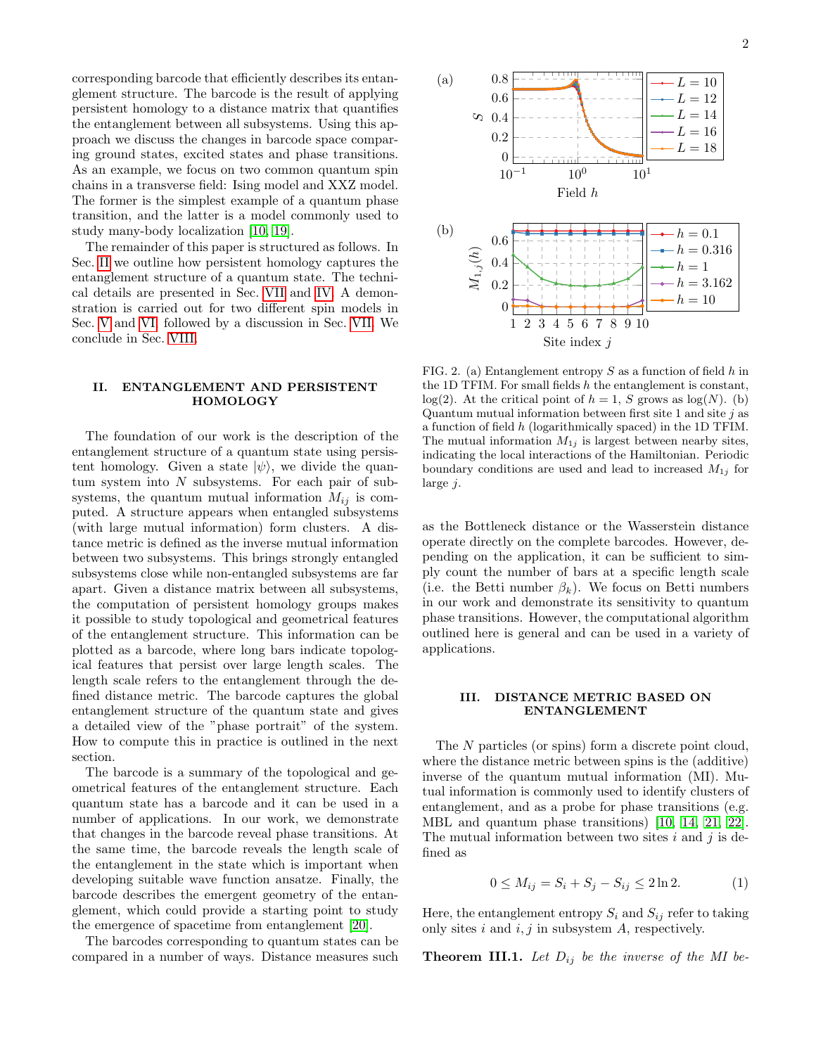corresponding barcode that efficiently describes its entanglement structure. The barcode is the result of applying persistent homology to a distance matrix that quantifies the entanglement between all subsystems. Using this approach we discuss the changes in barcode space comparing ground states, excited states and phase transitions. As an example, we focus on two common quantum spin chains in a transverse field: Ising model and XXZ model. The former is the simplest example of a quantum phase transition, and the latter is a model commonly used to study many-body localization [10, 19].

The remainder of this paper is structured as follows. In Sec. II we outline how persistent homology captures the entanglement structure of a quantum state. The technical details are presented in Sec. VII and IV. A demonstration is carried out for two different spin models in Sec. V and VI, followed by a discussion in Sec. VII. We conclude in Sec. VIII.

## II. ENTANGLEMENT AND PERSISTENT HOMOLOGY

The foundation of our work is the description of the entanglement structure of a quantum state using persistent homology. Given a state $|\psi\rangle$, we divide the quantum system into $N$ subsystems. For each pair of subsystems, the quantum mutual information $M_{ij}$ is computed. A structure appears when entangled subsystems (with large mutual information) form clusters. A distance metric is defined as the inverse mutual information between two subsystems. This brings strongly entangled subsystems close while non-entangled subsystems are far apart. Given a distance matrix between all subsystems, the computation of persistent homology groups makes it possible to study topological and geometrical features of the entanglement structure. This information can be plotted as a barcode, where long bars indicate topological features that persist over large length scales. The length scale refers to the entanglement through the defined distance metric. The barcode captures the global entanglement structure of the quantum state and gives a detailed view of the "phase portrait" of the system. How to compute this in practice is outlined in the next section.

The barcode is a summary of the topological and geometrical features of the entanglement structure. Each quantum state has a barcode and it can be used in a number of applications. In our work, we demonstrate that changes in the barcode reveal phase transitions. At the same time, the barcode reveals the length scale of the entanglement in the state which is important when developing suitable wave function ansatze. Finally, the barcode describes the emergent geometry of the entanglement, which could provide a starting point to study the emergence of spacetime from entanglement [20].

The barcodes corresponding to quantum states can be compared in a number of ways. Distance measures such as the Bottleneck distance or the Wasserstein distance operate directly on the complete barcodes. However, depending on the application, it can be sufficient to simply count the number of bars at a specific length scale (i.e. the Betti number $\beta_k$). We focus on Betti numbers in our work and demonstrate its sensitivity to quantum phase transitions. However, the computational algorithm outlined here is general and can be used in a variety of applications.

FIG. 2. (a) Entanglement entropy $S$ as a function of field $h$ in the 1D TFIM. For small fields $h$ the entanglement is constant, $\log(2)$. At the critical point of $h = 1$, $S$ grows as $\log(N)$. (b) Quantum mutual information between first site 1 and site $j$ as a function of field $h$ (logarithmically spaced) in the 1D TFIM. The mutual information $M_{1j}$ is largest between nearby sites, indicating the local interactions of the Hamiltonian. Periodic boundary conditions are used and lead to increased $M_{1j}$ for large $j$.

## III. DISTANCE METRIC BASED ON ENTANGLEMENT

The $N$ particles (or spins) form a discrete point cloud, where the distance metric between spins is the (additive) inverse of the quantum mutual information (MI). Mutual information is commonly used to identify clusters of entanglement, and as a probe for phase transitions (e.g. MBL and quantum phase transitions) [10, 14, 21, 22]. The mutual information between two sites $i$ and $j$ is defined as

$$0 \leq M_{ij} = S_i + S_j - S_{ij} \leq 2 \ln 2. \tag{1}$$

Here, the entanglement entropy $S_i$ and $S_{ij}$ refer to taking only sites $i$ and $i, j$ in subsystem $A$, respectively.

**Theorem III.1.** *Let $D_{ij}$ be the inverse of the MI be-*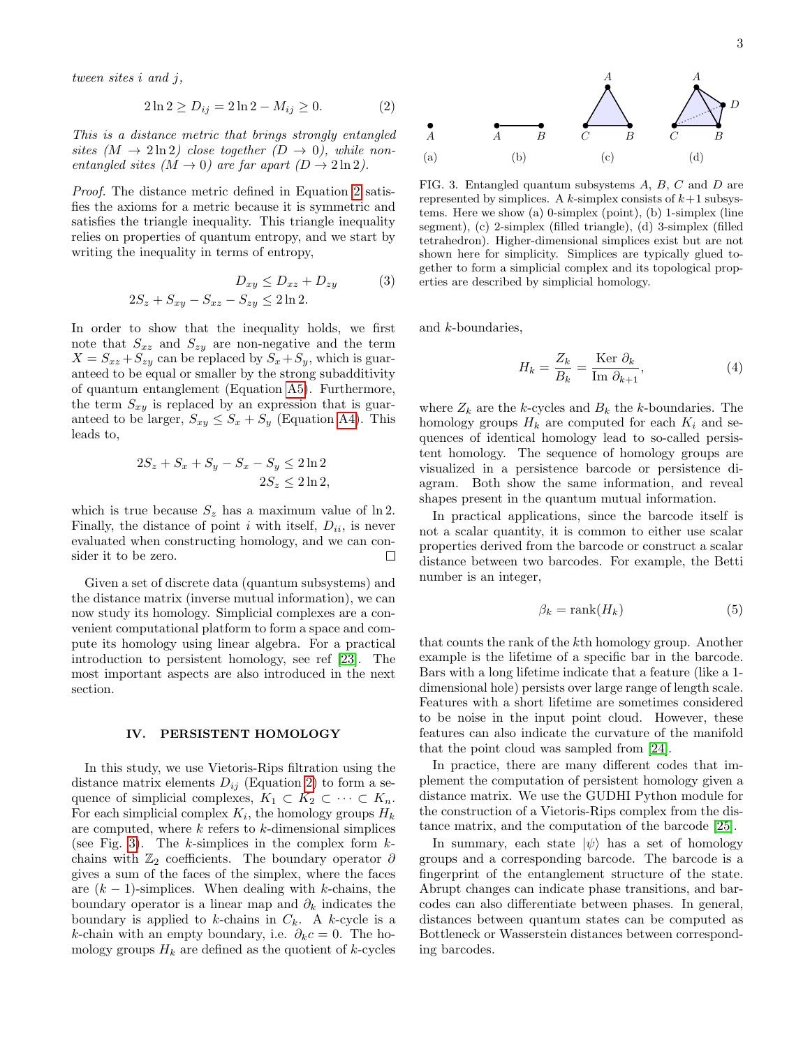tween sites $i$ and $j$,*

$$2\ln 2 \geq D_{ij} = 2\ln 2 - M_{ij} \geq 0. \tag{2}$$

*This is a distance metric that brings strongly entangled sites ($M \to 2\ln 2$) close together ($D \to 0$), while non-entangled sites ($M \to 0$) are far apart ($D \to 2\ln 2$).*

*Proof.* The distance metric defined in Equation 2 satisfies the axioms for a metric because it is symmetric and satisfies the triangle inequality. This triangle inequality relies on properties of quantum entropy, and we start by writing the inequality in terms of entropy,

$$\begin{aligned} D_{xy} &\leq D_{xz} + D_{zy} \\ 2S_z + S_{xy} - S_{xz} - S_{zy} &\leq 2\ln 2. \end{aligned} \tag{3}$$

In order to show that the inequality holds, we first note that $S_{xz}$ and $S_{zy}$ are non-negative and the term $X = S_{xz} + S_{zy}$ can be replaced by $S_x + S_y$, which is guaranteed to be equal or smaller by the strong subadditivity of quantum entanglement (Equation A5). Furthermore, the term $S_{xy}$ is replaced by an expression that is guaranteed to be larger, $S_{xy} \leq S_x + S_y$ (Equation A4). This leads to,

$$\begin{aligned} 2S_z + S_x + S_y - S_x - S_y &\leq 2\ln 2 \\ 2S_z &\leq 2\ln 2, \end{aligned}$$

which is true because $S_z$ has a maximum value of $\ln 2$. Finally, the distance of point $i$ with itself, $D_{ii}$, is never evaluated when constructing homology, and we can consider it to be zero. □

Given a set of discrete data (quantum subsystems) and the distance matrix (inverse mutual information), we can now study its homology. Simplicial complexes are a convenient computational platform to form a space and compute its homology using linear algebra. For a practical introduction to persistent homology, see ref [23]. The most important aspects are also introduced in the next section.

## IV. PERSISTENT HOMOLOGY

In this study, we use Vietoris-Rips filtration using the distance matrix elements $D_{ij}$ (Equation 2) to form a sequence of simplicial complexes, $K_1 \subset K_2 \subset \cdots \subset K_n$. For each simplicial complex $K_i$, the homology groups $H_k$ are computed, where $k$ refers to $k$-dimensional simplices (see Fig. 3). The $k$-simplices in the complex form $k$-chains with $\mathbb{Z}_2$ coefficients. The boundary operator $\partial$ gives a sum of the faces of the simplex, where the faces are $(k-1)$-simplices. When dealing with $k$-chains, the boundary operator is a linear map and $\partial_k$ indicates the boundary is applied to $k$-chains in $C_k$. A $k$-cycle is a $k$-chain with an empty boundary, i.e. $\partial_k c = 0$. The homology groups $H_k$ are defined as the quotient of $k$-cycles

FIG. 3. Entangled quantum subsystems $A$, $B$, $C$ and $D$ are represented by simplices. A $k$-simplex consists of $k+1$ subsystems. Here we show (a) 0-simplex (point), (b) 1-simplex (line segment), (c) 2-simplex (filled triangle), (d) 3-simplex (filled tetrahedron). Higher-dimensional simplices exist but are not shown here for simplicity. Simplices are typically glued together to form a simplicial complex and its topological properties are described by simplicial homology.

and $k$-boundaries,

$$H_k = \frac{Z_k}{B_k} = \frac{\text{Ker } \partial_k}{\text{Im } \partial_{k+1}}, \tag{4}$$

where $Z_k$ are the $k$-cycles and $B_k$ the $k$-boundaries. The homology groups $H_k$ are computed for each $K_i$ and sequences of identical homology lead to so-called persistent homology. The sequence of homology groups are visualized in a persistence barcode or persistence diagram. Both show the same information, and reveal shapes present in the quantum mutual information.

In practical applications, since the barcode itself is not a scalar quantity, it is common to either use scalar properties derived from the barcode or construct a scalar distance between two barcodes. For example, the Betti number is an integer,

$$\beta_k = \text{rank}(H_k) \tag{5}$$

that counts the rank of the $k$th homology group. Another example is the lifetime of a specific bar in the barcode. Bars with a long lifetime indicate that a feature (like a 1-dimensional hole) persists over large range of length scale. Features with a short lifetime are sometimes considered to be noise in the input point cloud. However, these features can also indicate the curvature of the manifold that the point cloud was sampled from [24].

In practice, there are many different codes that implement the computation of persistent homology given a distance matrix. We use the GUDHI Python module for the construction of a Vietoris-Rips complex from the distance matrix, and the computation of the barcode [25].

In summary, each state $|\psi\rangle$ has a set of homology groups and a corresponding barcode. The barcode is a fingerprint of the entanglement structure of the state. Abrupt changes can indicate phase transitions, and barcodes can also differentiate between phases. In general, distances between quantum states can be computed as Bottleneck or Wasserstein distances between corresponding barcodes.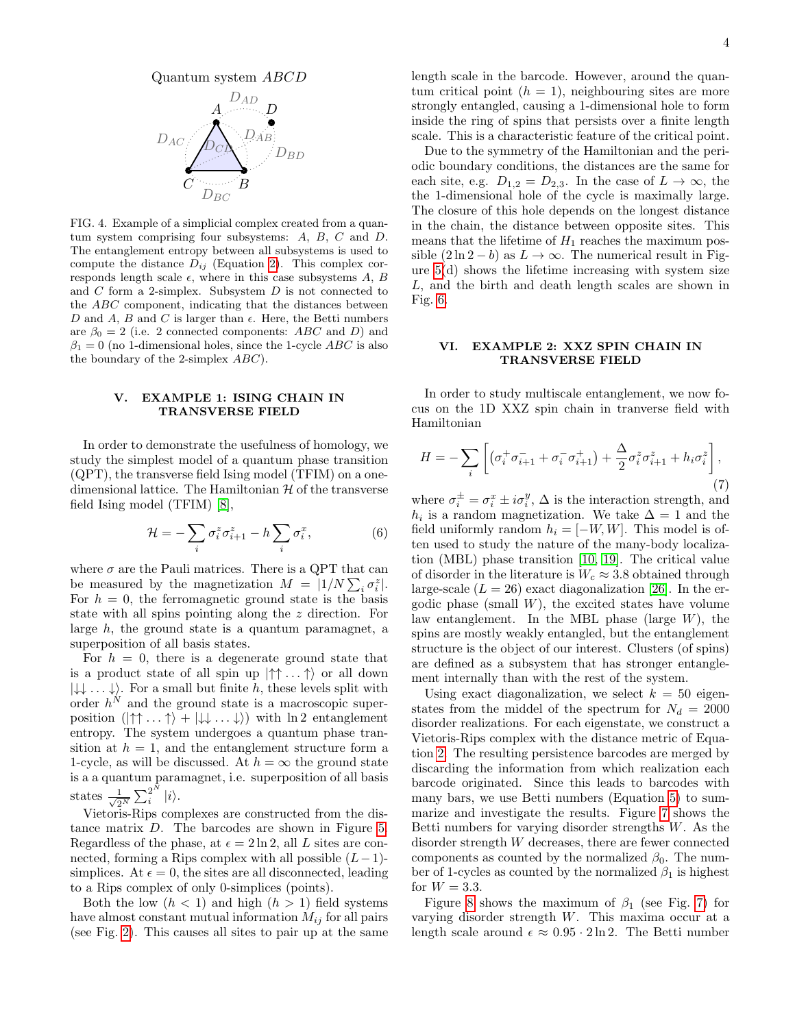Quantum system $ABCD$

FIG. 4. Example of a simplicial complex created from a quantum system comprising four subsystems: $A$, $B$, $C$ and $D$. The entanglement entropy between all subsystems is used to compute the distance $D_{ij}$ (Equation 2). This complex corresponds length scale $\epsilon$, where in this case subsystems $A$, $B$ and $C$ form a 2-simplex. Subsystem $D$ is not connected to the $ABC$ component, indicating that the distances between $D$ and $A$, $B$ and $C$ is larger than $\epsilon$. Here, the Betti numbers are $\beta_0 = 2$ (i.e. 2 connected components: $ABC$ and $D$) and $\beta_1 = 0$ (no 1-dimensional holes, since the 1-cycle $ABC$ is also the boundary of the 2-simplex $ABC$).

## V. EXAMPLE 1: ISING CHAIN IN TRANSVERSE FIELD

In order to demonstrate the usefulness of homology, we study the simplest model of a quantum phase transition (QPT), the transverse field Ising model (TFIM) on a one-dimensional lattice. The Hamiltonian $\mathcal{H}$ of the transverse field Ising model (TFIM) [8],

$$\mathcal{H} = -\sum_i \sigma_i^z \sigma_{i+1}^z - h \sum_i \sigma_i^x, \tag{6}$$

where $\sigma$ are the Pauli matrices. There is a QPT that can be measured by the magnetization $M = |1/N \sum_i \sigma_i^z|$. For $h = 0$, the ferromagnetic ground state is the basis state with all spins pointing along the $z$ direction. For large $h$, the ground state is a quantum paramagnet, a superposition of all basis states.

For $h = 0$, there is a degenerate ground state that is a product state of all spin up $|\uparrow\uparrow\ldots\uparrow\rangle$ or all down $|\downarrow\downarrow\ldots\downarrow\rangle$. For a small but finite $h$, these levels split with order $h^N$ and the ground state is a macroscopic superposition $(|\uparrow\uparrow\ldots\uparrow\rangle + |\downarrow\downarrow\ldots\downarrow\rangle)$ with $\ln 2$ entanglement entropy. The system undergoes a quantum phase transition at $h = 1$, and the entanglement structure form a 1-cycle, as will be discussed. At $h = \infty$ the ground state is a a quantum paramagnet, i.e. superposition of all basis states $\frac{1}{\sqrt{2^N}} \sum_i^{2^N} |i\rangle$.

Vietoris-Rips complexes are constructed from the distance matrix $D$. The barcodes are shown in Figure 5. Regardless of the phase, at $\epsilon = 2\ln 2$, all $L$ sites are connected, forming a Rips complex with all possible $(L-1)$-simplices. At $\epsilon = 0$, the sites are all disconnected, leading to a Rips complex of only 0-simplices (points).

Both the low ($h < 1$) and high ($h > 1$) field systems have almost constant mutual information $M_{ij}$ for all pairs (see Fig. 2). This causes all sites to pair up at the same length scale in the barcode. However, around the quantum critical point ($h = 1$), neighbouring sites are more strongly entangled, causing a 1-dimensional hole to form inside the ring of spins that persists over a finite length scale. This is a characteristic feature of the critical point.

Due to the symmetry of the Hamiltonian and the periodic boundary conditions, the distances are the same for each site, e.g. $D_{1,2} = D_{2,3}$. In the case of $L \to \infty$, the the 1-dimensional hole of the cycle is maximally large. The closure of this hole depends on the longest distance in the chain, the distance between opposite sites. This means that the lifetime of $H_1$ reaches the maximum possible $(2\ln 2 - b)$ as $L \to \infty$. The numerical result in Figure 5(d) shows the lifetime increasing with system size $L$, and the birth and death length scales are shown in Fig. 6.

## VI. EXAMPLE 2: XXZ SPIN CHAIN IN TRANSVERSE FIELD

In order to study multiscale entanglement, we now focus on the 1D XXZ spin chain in tranverse field with Hamiltonian

$$H = -\sum_i \left[ \left( \sigma_i^+ \sigma_{i+1}^- + \sigma_i^- \sigma_{i+1}^+ \right) + \frac{\Delta}{2} \sigma_i^z \sigma_{i+1}^z + h_i \sigma_i^z \right], \tag{7}$$

where $\sigma_i^{\pm} = \sigma_i^x \pm i\sigma_i^y$, $\Delta$ is the interaction strength, and $h_i$ is a random magnetization. We take $\Delta = 1$ and the field uniformly random $h_i = [-W, W]$. This model is often used to study the nature of the many-body localization (MBL) phase transition [10, 19]. The critical value of disorder in the literature is $W_c \approx 3.8$ obtained through large-scale ($L = 26$) exact diagonalization [26]. In the ergodic phase (small $W$), the excited states have volume law entanglement. In the MBL phase (large $W$), the spins are mostly weakly entangled, but the entanglement structure is the object of our interest. Clusters (of spins) are defined as a subsystem that has stronger entanglement internally than with the rest of the system.

Using exact diagonalization, we select $k = 50$ eigenstates from the middel of the spectrum for $N_d = 2000$ disorder realizations. For each eigenstate, we construct a Vietoris-Rips complex with the distance metric of Equation 2. The resulting persistence barcodes are merged by discarding the information from which realization each barcode originated. Since this leads to barcodes with many bars, we use Betti numbers (Equation 5) to summarize and investigate the results. Figure 7 shows the Betti numbers for varying disorder strengths $W$. As the disorder strength $W$ decreases, there are fewer connected components as counted by the normalized $\beta_0$. The number of 1-cycles as counted by the normalized $\beta_1$ is highest for $W = 3.3$.

Figure 8 shows the maximum of $\beta_1$ (see Fig. 7) for varying disorder strength $W$. This maxima occur at a length scale around $\epsilon \approx 0.95 \cdot 2\ln 2$. The Betti number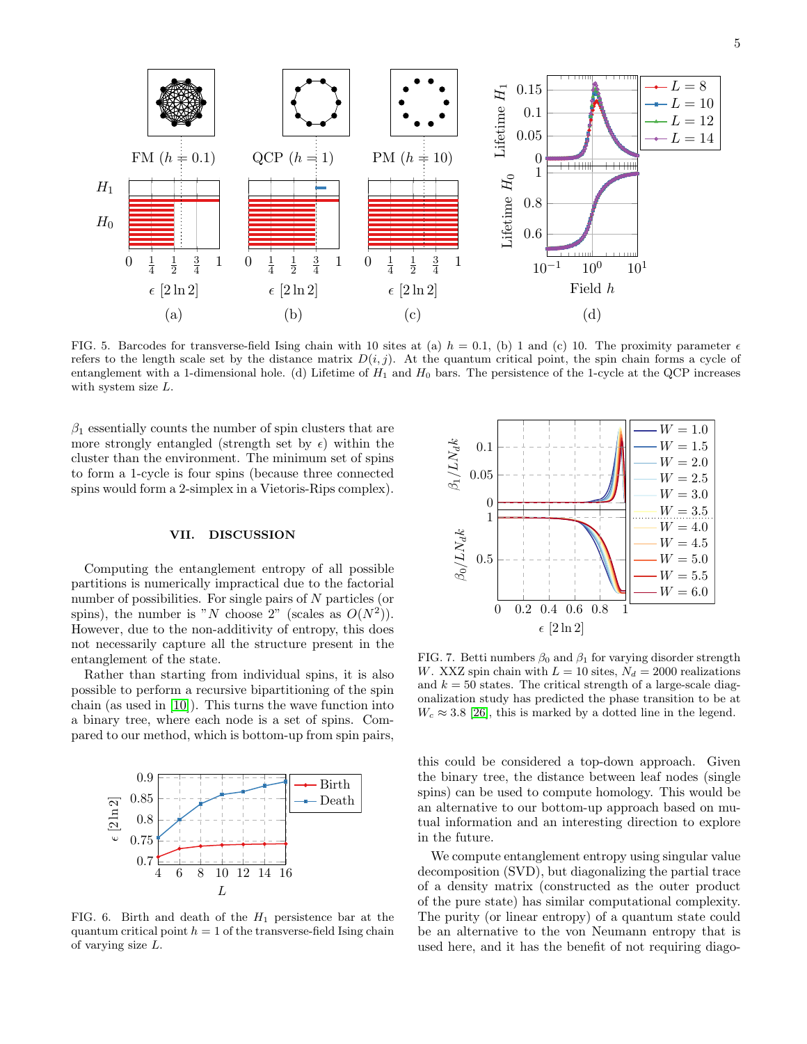FIG. 5. Barcodes for transverse-field Ising chain with 10 sites at (a) $h = 0.1$, (b) 1 and (c) 10. The proximity parameter $\epsilon$ refers to the length scale set by the distance matrix $D(i, j)$. At the quantum critical point, the spin chain forms a cycle of entanglement with a 1-dimensional hole. (d) Lifetime of $H_1$ and $H_0$ bars. The persistence of the 1-cycle at the QCP increases with system size $L$.

$\beta_1$ essentially counts the number of spin clusters that are more strongly entangled (strength set by $\epsilon$) within the cluster than the environment. The minimum set of spins to form a 1-cycle is four spins (because three connected spins would form a 2-simplex in a Vietoris-Rips complex).

## VII. DISCUSSION

Computing the entanglement entropy of all possible partitions is numerically impractical due to the factorial number of possibilities. For single pairs of $N$ particles (or spins), the number is "$N$ choose 2" (scales as $O(N^2)$). However, due to the non-additivity of entropy, this does not necessarily capture all the structure present in the entanglement of the state.

Rather than starting from individual spins, it is also possible to perform a recursive bipartitioning of the spin chain (as used in [10]). This turns the wave function into a binary tree, where each node is a set of spins. Compared to our method, which is bottom-up from spin pairs, this could be considered a top-down approach. Given the binary tree, the distance between leaf nodes (single spins) can be used to compute homology. This would be an alternative to our bottom-up approach based on mutual information and an interesting direction to explore in the future.

We compute entanglement entropy using singular value decomposition (SVD), but diagonalizing the partial trace of a density matrix (constructed as the outer product of the pure state) has similar computational complexity. The purity (or linear entropy) of a quantum state could be an alternative to the von Neumann entropy that is used here, and it has the benefit of not requiring diago-

FIG. 6. Birth and death of the $H_1$ persistence bar at the quantum critical point $h = 1$ of the transverse-field Ising chain of varying size $L$.

FIG. 7. Betti numbers $\beta_0$ and $\beta_1$ for varying disorder strength $W$. XXZ spin chain with $L = 10$ sites, $N_d = 2000$ realizations and $k = 50$ states. The critical strength of a large-scale diagonalization study has predicted the phase transition to be at $W_c \approx 3.8$ [26], this is marked by a dotted line in the legend.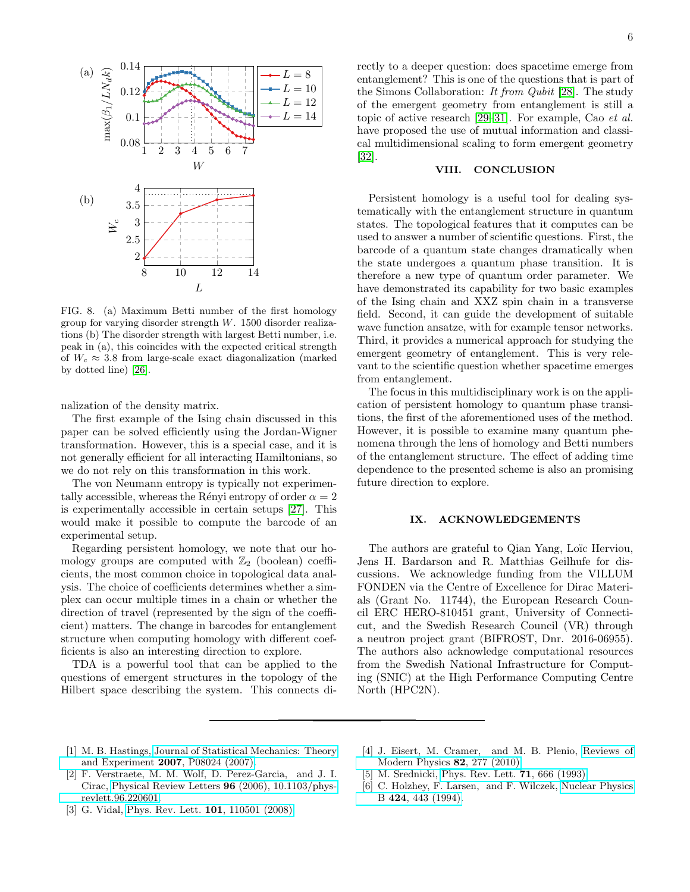FIG. 8. (a) Maximum Betti number of the first homology group for varying disorder strength $W$. 1500 disorder realizations (b) The disorder strength with largest Betti number, i.e. peak in (a), this coincides with the expected critical strength of $W_c \approx 3.8$ from large-scale exact diagonalization (marked by dotted line) [26].

nalization of the density matrix.

The first example of the Ising chain discussed in this paper can be solved efficiently using the Jordan-Wigner transformation. However, this is a special case, and it is not generally efficient for all interacting Hamiltonians, so we do not rely on this transformation in this work.

The von Neumann entropy is typically not experimentally accessible, whereas the Rényi entropy of order $\alpha = 2$ is experimentally accessible in certain setups [27]. This would make it possible to compute the barcode of an experimental setup.

Regarding persistent homology, we note that our homology groups are computed with $\mathbb{Z}_2$ (boolean) coefficients, the most common choice in topological data analysis. The choice of coefficients determines whether a simplex can occur multiple times in a chain or whether the direction of travel (represented by the sign of the coefficient) matters. The change in barcodes for entanglement structure when computing homology with different coefficients is also an interesting direction to explore.

TDA is a powerful tool that can be applied to the questions of emergent structures in the topology of the Hilbert space describing the system. This connects directly to a deeper question: does spacetime emerge from entanglement? This is one of the questions that is part of the Simons Collaboration: *It from Qubit* [28]. The study of the emergent geometry from entanglement is still a topic of active research [29–31]. For example, Cao *et al.* have proposed the use of mutual information and classical multidimensional scaling to form emergent geometry [32].

## VIII. CONCLUSION

Persistent homology is a useful tool for dealing systematically with the entanglement structure in quantum states. The topological features that it computes can be used to answer a number of scientific questions. First, the barcode of a quantum state changes dramatically when the state undergoes a quantum phase transition. It is therefore a new type of quantum order parameter. We have demonstrated its capability for two basic examples of the Ising chain and XXZ spin chain in a transverse field. Second, it can guide the development of suitable wave function ansatze, with for example tensor networks. Third, it provides a numerical approach for studying the emergent geometry of entanglement. This is very relevant to the scientific question whether spacetime emerges from entanglement.

The focus in this multidisciplinary work is on the application of persistent homology to quantum phase transitions, the first of the aforementioned uses of the method. However, it is possible to examine many quantum phenomena through the lens of homology and Betti numbers of the entanglement structure. The effect of adding time dependence to the presented scheme is also an promising future direction to explore.

## IX. ACKNOWLEDGEMENTS

The authors are grateful to Qian Yang, Loïc Herviou, Jens H. Bardarson and R. Matthias Geilhufe for discussions. We acknowledge funding from the VILLUM FONDEN via the Centre of Excellence for Dirac Materials (Grant No. 11744), the European Research Council ERC HERO-810451 grant, University of Connecticut, and the Swedish Research Council (VR) through a neutron project grant (BIFROST, Dnr. 2016-06955). The authors also acknowledge computational resources from the Swedish National Infrastructure for Computing (SNIC) at the High Performance Computing Centre North (HPC2N).

---

[1] M. B. Hastings, Journal of Statistical Mechanics: Theory and Experiment **2007**, P08024 (2007).

[2] F. Verstraete, M. M. Wolf, D. Perez-Garcia, and J. I. Cirac, Physical Review Letters **96** (2006), 10.1103/physrevlett.96.220601.

[3] G. Vidal, Phys. Rev. Lett. **101**, 110501 (2008).

[4] J. Eisert, M. Cramer, and M. B. Plenio, Reviews of Modern Physics **82**, 277 (2010).

[5] M. Srednicki, Phys. Rev. Lett. **71**, 666 (1993).

[6] C. Holzhey, F. Larsen, and F. Wilczek, Nuclear Physics B **424**, 443 (1994).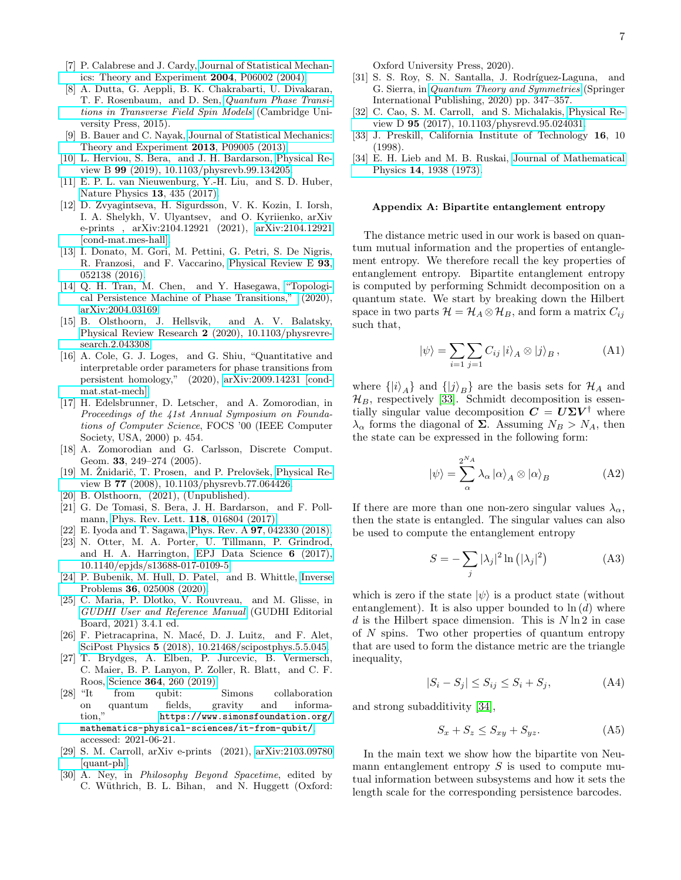- [7] P. Calabrese and J. Cardy, Journal of Statistical Mechanics: Theory and Experiment **2004**, P06002 (2004).
- [8] A. Dutta, G. Aeppli, B. K. Chakrabarti, U. Divakaran, T. F. Rosenbaum, and D. Sen, *Quantum Phase Transitions in Transverse Field Spin Models* (Cambridge University Press, 2015).
- [9] B. Bauer and C. Nayak, Journal of Statistical Mechanics: Theory and Experiment **2013**, P09005 (2013).
- [10] L. Herviou, S. Bera, and J. H. Bardarson, Physical Review B **99** (2019), 10.1103/physrevb.99.134205.
- [11] E. P. L. van Nieuwenburg, Y.-H. Liu, and S. D. Huber, Nature Physics **13**, 435 (2017).
- [12] D. Zvyagintseva, H. Sigurdsson, V. K. Kozin, I. Iorsh, I. A. Shelykh, V. Ulyantsev, and O. Kyriienko, arXiv e-prints , arXiv:2104.12921 (2021), arXiv:2104.12921 [cond-mat.mes-hall].
- [13] I. Donato, M. Gori, M. Pettini, G. Petri, S. De Nigris, R. Franzosi, and F. Vaccarino, Physical Review E **93**, 052138 (2016).
- [14] Q. H. Tran, M. Chen, and Y. Hasegawa, "Topological Persistence Machine of Phase Transitions," (2020), arXiv:2004.03169.
- [15] B. Olsthoorn, J. Hellsvik, and A. V. Balatsky, Physical Review Research **2** (2020), 10.1103/physrevresearch.2.043308.
- [16] A. Cole, G. J. Loges, and G. Shiu, "Quantitative and interpretable order parameters for phase transitions from persistent homology," (2020), arXiv:2009.14231 [cond-mat.stat-mech].
- [17] H. Edelsbrunner, D. Letscher, and A. Zomorodian, in *Proceedings of the 41st Annual Symposium on Foundations of Computer Science*, FOCS '00 (IEEE Computer Society, USA, 2000) p. 454.
- [18] A. Zomorodian and G. Carlsson, Discrete Comput. Geom. **33**, 249–274 (2005).
- [19] M. Žnidarič, T. Prosen, and P. Prelovšek, Physical Review B **77** (2008), 10.1103/physrevb.77.064426.
- [20] B. Olsthoorn, (2021), (Unpublished).
- [21] G. De Tomasi, S. Bera, J. H. Bardarson, and F. Pollmann, Phys. Rev. Lett. **118**, 016804 (2017).
- [22] E. Iyoda and T. Sagawa, Phys. Rev. A **97**, 042330 (2018).
- [23] N. Otter, M. A. Porter, U. Tillmann, P. Grindrod, and H. A. Harrington, EPJ Data Science **6** (2017), 10.1140/epjds/s13688-017-0109-5.
- [24] P. Bubenik, M. Hull, D. Patel, and B. Whittle, Inverse Problems **36**, 025008 (2020).
- [25] C. Maria, P. Dlotko, V. Rouvreau, and M. Glisse, in *GUDHI User and Reference Manual* (GUDHI Editorial Board, 2021) 3.4.1 ed.
- [26] F. Pietracaprina, N. Macé, D. J. Luitz, and F. Alet, SciPost Physics **5** (2018), 10.21468/scipostphys.5.5.045.
- [27] T. Brydges, A. Elben, P. Jurcevic, B. Vermersch, C. Maier, B. P. Lanyon, P. Zoller, R. Blatt, and C. F. Roos, Science **364**, 260 (2019).
- [28] "It from qubit: Simons collaboration on quantum fields, gravity and information," https://www.simonsfoundation.org/mathematics-physical-sciences/it-from-qubit/, accessed: 2021-06-21.
- [29] S. M. Carroll, arXiv e-prints (2021), arXiv:2103.09780 [quant-ph].
- [30] A. Ney, in *Philosophy Beyond Spacetime*, edited by C. Wüthrich, B. L. Bihan, and N. Huggett (Oxford: Oxford University Press, 2020).
- [31] S. S. Roy, S. N. Santalla, J. Rodríguez-Laguna, and G. Sierra, in *Quantum Theory and Symmetries* (Springer International Publishing, 2020) pp. 347–357.
- [32] C. Cao, S. M. Carroll, and S. Michalakis, Physical Review D **95** (2017), 10.1103/physrevd.95.024031.
- [33] J. Preskill, California Institute of Technology **16**, 10 (1998).
- [34] E. H. Lieb and M. B. Ruskai, Journal of Mathematical Physics **14**, 1938 (1973).

### Appendix A: Bipartite entanglement entropy

The distance metric used in our work is based on quantum mutual information and the properties of entanglement entropy. We therefore recall the key properties of entanglement entropy. Bipartite entanglement entropy is computed by performing Schmidt decomposition on a quantum state. We start by breaking down the Hilbert space in two parts $\mathcal{H} = \mathcal{H}_A \otimes \mathcal{H}_B$, and form a matrix $C_{ij}$ such that,

$$|\psi\rangle = \sum_{i=1} \sum_{j=1} C_{ij} \, |i\rangle_A \otimes |j\rangle_B \,, \tag{A1}$$

where $\{|i\rangle_A\}$ and $\{|j\rangle_B\}$ are the basis sets for $\mathcal{H}_A$ and $\mathcal{H}_B$, respectively [33]. Schmidt decomposition is essentially singular value decomposition $\boldsymbol{C} = \boldsymbol{U}\boldsymbol{\Sigma}\boldsymbol{V}^\dagger$ where $\lambda_\alpha$ forms the diagonal of $\boldsymbol{\Sigma}$. Assuming $N_B > N_A$, then the state can be expressed in the following form:

$$|\psi\rangle = \sum_{\alpha}^{2^{N_A}} \lambda_\alpha \, |\alpha\rangle_A \otimes |\alpha\rangle_B \tag{A2}$$

If there are more than one non-zero singular values $\lambda_\alpha$, then the state is entangled. The singular values can also be used to compute the entanglement entropy

$$S = -\sum_j |\lambda_j|^2 \ln\left(|\lambda_j|^2\right) \tag{A3}$$

which is zero if the state $|\psi\rangle$ is a product state (without entanglement). It is also upper bounded to $\ln(d)$ where $d$ is the Hilbert space dimension. This is $N \ln 2$ in case of $N$ spins. Two other properties of quantum entropy that are used to form the distance metric are the triangle inequality,

$$|S_i - S_j| \leq S_{ij} \leq S_i + S_j, \tag{A4}$$

and strong subadditivity [34],

$$S_x + S_z \leq S_{xy} + S_{yz}. \tag{A5}$$

In the main text we show how the bipartite von Neumann entanglement entropy $S$ is used to compute mutual information between subsystems and how it sets the length scale for the corresponding persistence barcodes.